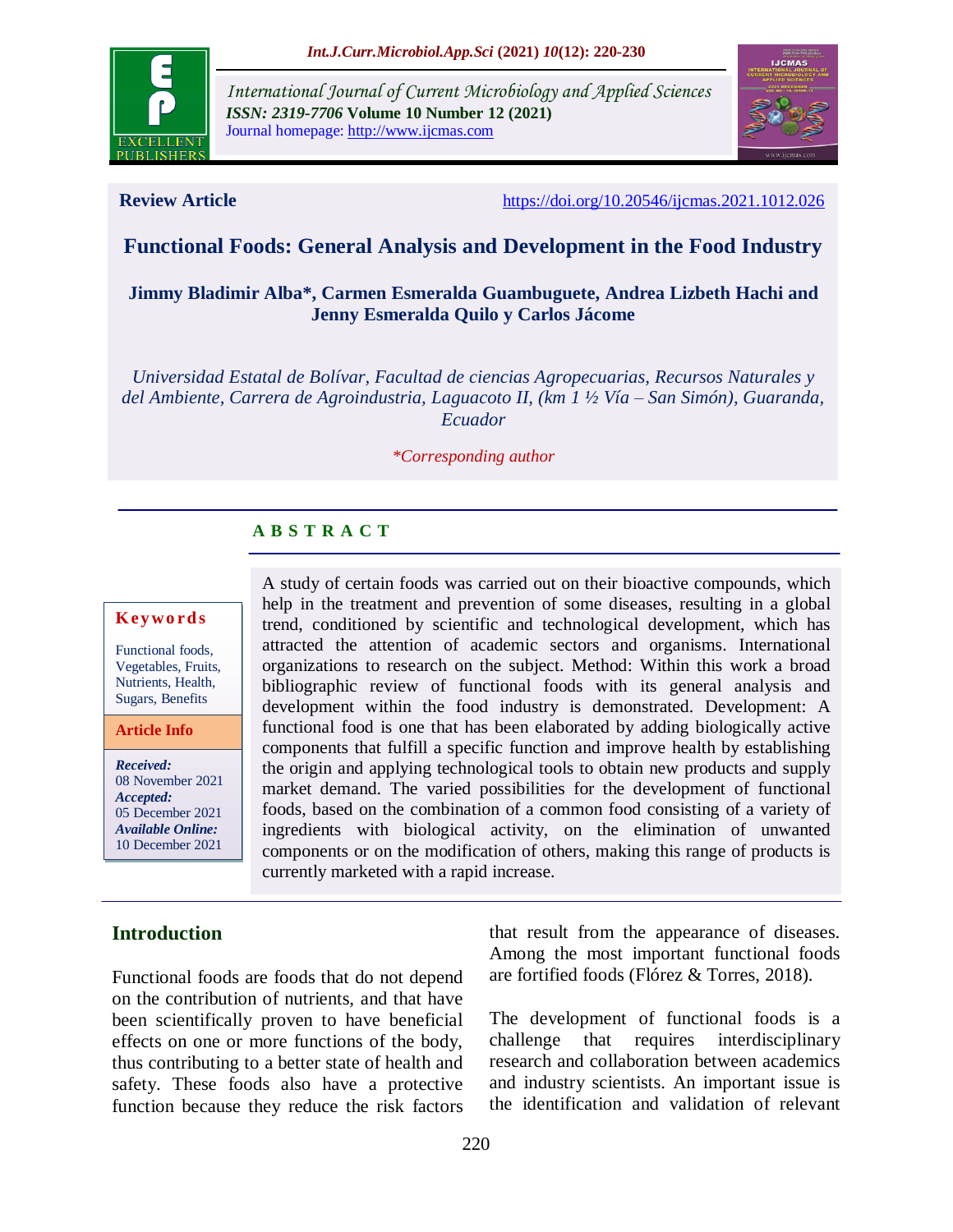*International Journal of Current Microbiology and Applied Sciences*
*ISSN: 2319-7706* **Volume 10 Number 12 (2021)**
Journal homepage: http://www.ijcmas.com

**Review Article** https://doi.org/10.20546/ijcmas.2021.1012.026

# Functional Foods: General Analysis and Development in the Food Industry

**Jimmy Bladimir Alba\*, Carmen Esmeralda Guambuguete, Andrea Lizbeth Hachi and Jenny Esmeralda Quilo y Carlos Jácome**

*Universidad Estatal de Bolívar, Facultad de ciencias Agropecuarias, Recursos Naturales y del Ambiente, Carrera de Agroindustria, Laguacoto II, (km 1 ½ Vía – San Simón), Guaranda, Ecuador*

*\*Corresponding author*

## ABSTRACT

**Keywords**

Functional foods, Vegetables, Fruits, Nutrients, Health, Sugars, Benefits

**Article Info**

***Received:*** 08 November 2021
***Accepted:*** 05 December 2021
***Available Online:*** 10 December 2021

A study of certain foods was carried out on their bioactive compounds, which help in the treatment and prevention of some diseases, resulting in a global trend, conditioned by scientific and technological development, which has attracted the attention of academic sectors and organisms. International organizations to research on the subject. Method: Within this work a broad bibliographic review of functional foods with its general analysis and development within the food industry is demonstrated. Development: A functional food is one that has been elaborated by adding biologically active components that fulfill a specific function and improve health by establishing the origin and applying technological tools to obtain new products and supply market demand. The varied possibilities for the development of functional foods, based on the combination of a common food consisting of a variety of ingredients with biological activity, on the elimination of unwanted components or on the modification of others, making this range of products is currently marketed with a rapid increase.

## Introduction

Functional foods are foods that do not depend on the contribution of nutrients, and that have been scientifically proven to have beneficial effects on one or more functions of the body, thus contributing to a better state of health and safety. These foods also have a protective function because they reduce the risk factors that result from the appearance of diseases. Among the most important functional foods are fortified foods (Flórez & Torres, 2018).

The development of functional foods is a challenge that requires interdisciplinary research and collaboration between academics and industry scientists. An important issue is the identification and validation of relevant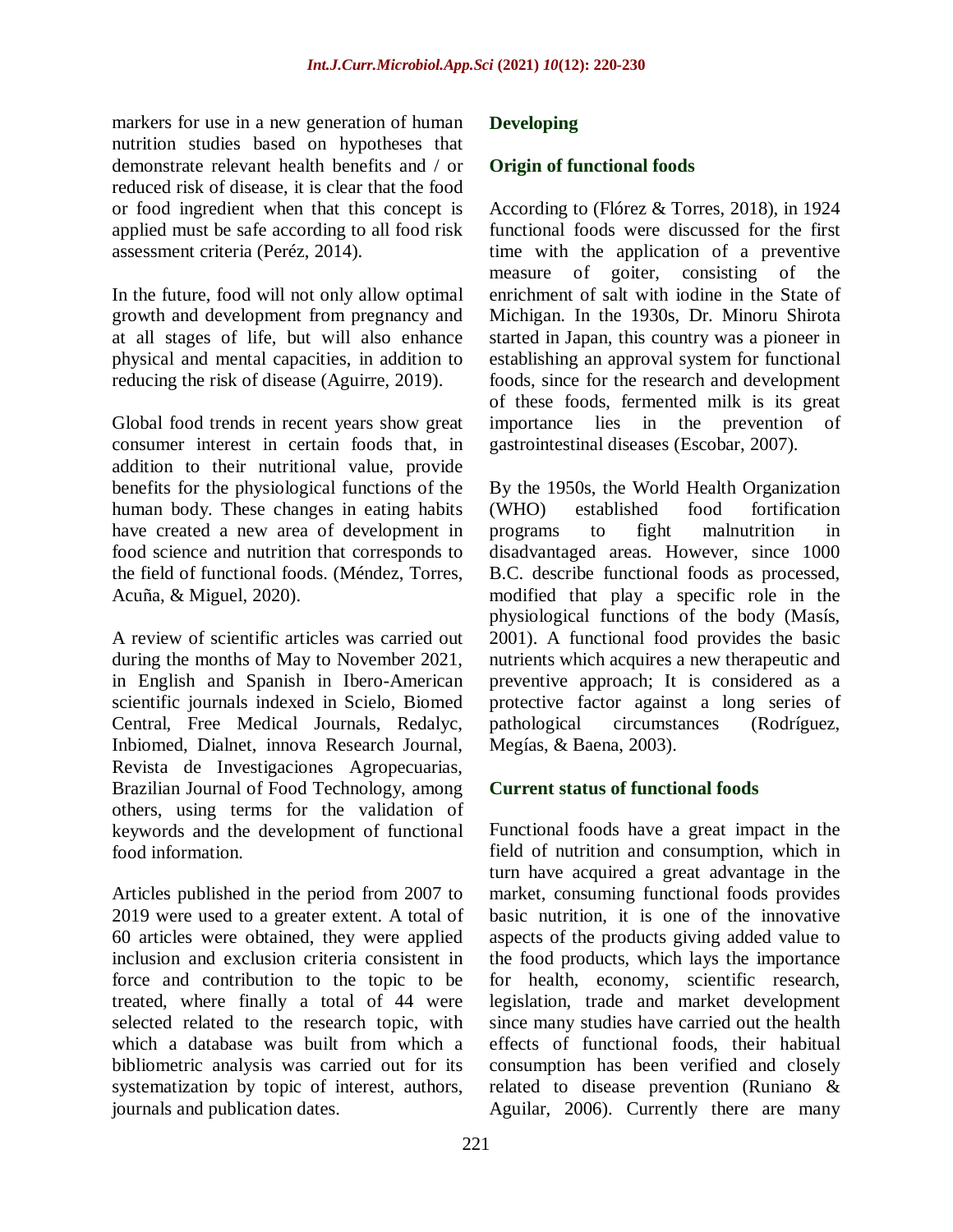markers for use in a new generation of human nutrition studies based on hypotheses that demonstrate relevant health benefits and / or reduced risk of disease, it is clear that the food or food ingredient when that this concept is applied must be safe according to all food risk assessment criteria (Peréz, 2014).

In the future, food will not only allow optimal growth and development from pregnancy and at all stages of life, but will also enhance physical and mental capacities, in addition to reducing the risk of disease (Aguirre, 2019).

Global food trends in recent years show great consumer interest in certain foods that, in addition to their nutritional value, provide benefits for the physiological functions of the human body. These changes in eating habits have created a new area of development in food science and nutrition that corresponds to the field of functional foods. (Méndez, Torres, Acuña, & Miguel, 2020).

A review of scientific articles was carried out during the months of May to November 2021, in English and Spanish in Ibero-American scientific journals indexed in Scielo, Biomed Central, Free Medical Journals, Redalyc, Inbiomed, Dialnet, innova Research Journal, Revista de Investigaciones Agropecuarias, Brazilian Journal of Food Technology, among others, using terms for the validation of keywords and the development of functional food information.

Articles published in the period from 2007 to 2019 were used to a greater extent. A total of 60 articles were obtained, they were applied inclusion and exclusion criteria consistent in force and contribution to the topic to be treated, where finally a total of 44 were selected related to the research topic, with which a database was built from which a bibliometric analysis was carried out for its systematization by topic of interest, authors, journals and publication dates.

## Developing

### Origin of functional foods

According to (Flórez & Torres, 2018), in 1924 functional foods were discussed for the first time with the application of a preventive measure of goiter, consisting of the enrichment of salt with iodine in the State of Michigan. In the 1930s, Dr. Minoru Shirota started in Japan, this country was a pioneer in establishing an approval system for functional foods, since for the research and development of these foods, fermented milk is its great importance lies in the prevention of gastrointestinal diseases (Escobar, 2007).

By the 1950s, the World Health Organization (WHO) established food fortification programs to fight malnutrition in disadvantaged areas. However, since 1000 B.C. describe functional foods as processed, modified that play a specific role in the physiological functions of the body (Masís, 2001). A functional food provides the basic nutrients which acquires a new therapeutic and preventive approach; It is considered as a protective factor against a long series of pathological circumstances (Rodríguez, Megías, & Baena, 2003).

### Current status of functional foods

Functional foods have a great impact in the field of nutrition and consumption, which in turn have acquired a great advantage in the market, consuming functional foods provides basic nutrition, it is one of the innovative aspects of the products giving added value to the food products, which lays the importance for health, economy, scientific research, legislation, trade and market development since many studies have carried out the health effects of functional foods, their habitual consumption has been verified and closely related to disease prevention (Runiano & Aguilar, 2006). Currently there are many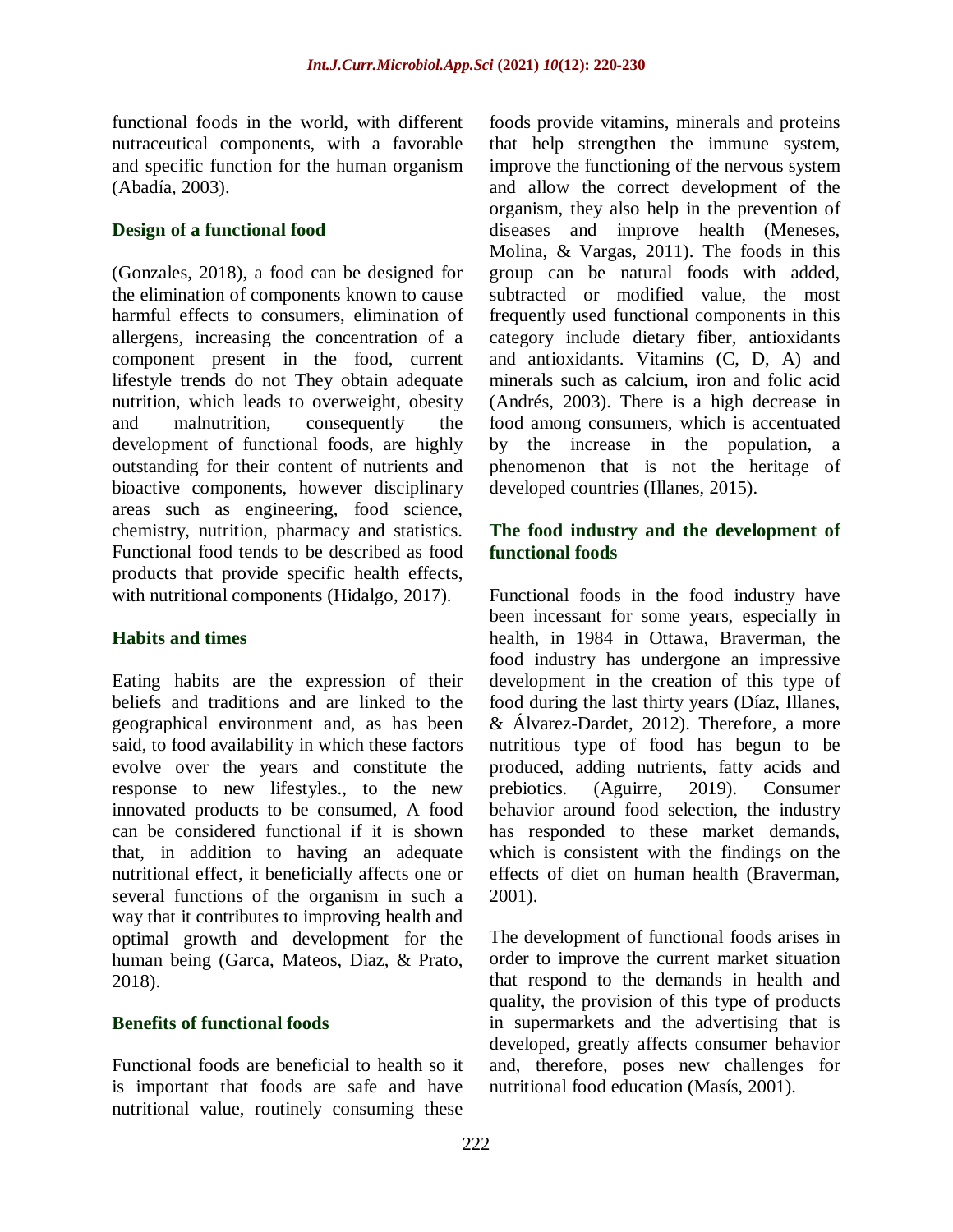functional foods in the world, with different nutraceutical components, with a favorable and specific function for the human organism (Abadía, 2003).

### Design of a functional food

(Gonzales, 2018), a food can be designed for the elimination of components known to cause harmful effects to consumers, elimination of allergens, increasing the concentration of a component present in the food, current lifestyle trends do not They obtain adequate nutrition, which leads to overweight, obesity and malnutrition, consequently the development of functional foods, are highly outstanding for their content of nutrients and bioactive components, however disciplinary areas such as engineering, food science, chemistry, nutrition, pharmacy and statistics. Functional food tends to be described as food products that provide specific health effects, with nutritional components (Hidalgo, 2017).

### Habits and times

Eating habits are the expression of their beliefs and traditions and are linked to the geographical environment and, as has been said, to food availability in which these factors evolve over the years and constitute the response to new lifestyles., to the new innovated products to be consumed, A food can be considered functional if it is shown that, in addition to having an adequate nutritional effect, it beneficially affects one or several functions of the organism in such a way that it contributes to improving health and optimal growth and development for the human being (Garca, Mateos, Diaz, & Prato, 2018).

### Benefits of functional foods

Functional foods are beneficial to health so it is important that foods are safe and have nutritional value, routinely consuming these foods provide vitamins, minerals and proteins that help strengthen the immune system, improve the functioning of the nervous system and allow the correct development of the organism, they also help in the prevention of diseases and improve health (Meneses, Molina, & Vargas, 2011). The foods in this group can be natural foods with added, subtracted or modified value, the most frequently used functional components in this category include dietary fiber, antioxidants and antioxidants. Vitamins (C, D, A) and minerals such as calcium, iron and folic acid (Andrés, 2003). There is a high decrease in food among consumers, which is accentuated by the increase in the population, a phenomenon that is not the heritage of developed countries (Illanes, 2015).

### The food industry and the development of functional foods

Functional foods in the food industry have been incessant for some years, especially in health, in 1984 in Ottawa, Braverman, the food industry has undergone an impressive development in the creation of this type of food during the last thirty years (Díaz, Illanes, & Álvarez-Dardet, 2012). Therefore, a more nutritious type of food has begun to be produced, adding nutrients, fatty acids and prebiotics. (Aguirre, 2019). Consumer behavior around food selection, the industry has responded to these market demands, which is consistent with the findings on the effects of diet on human health (Braverman, 2001).

The development of functional foods arises in order to improve the current market situation that respond to the demands in health and quality, the provision of this type of products in supermarkets and the advertising that is developed, greatly affects consumer behavior and, therefore, poses new challenges for nutritional food education (Masís, 2001).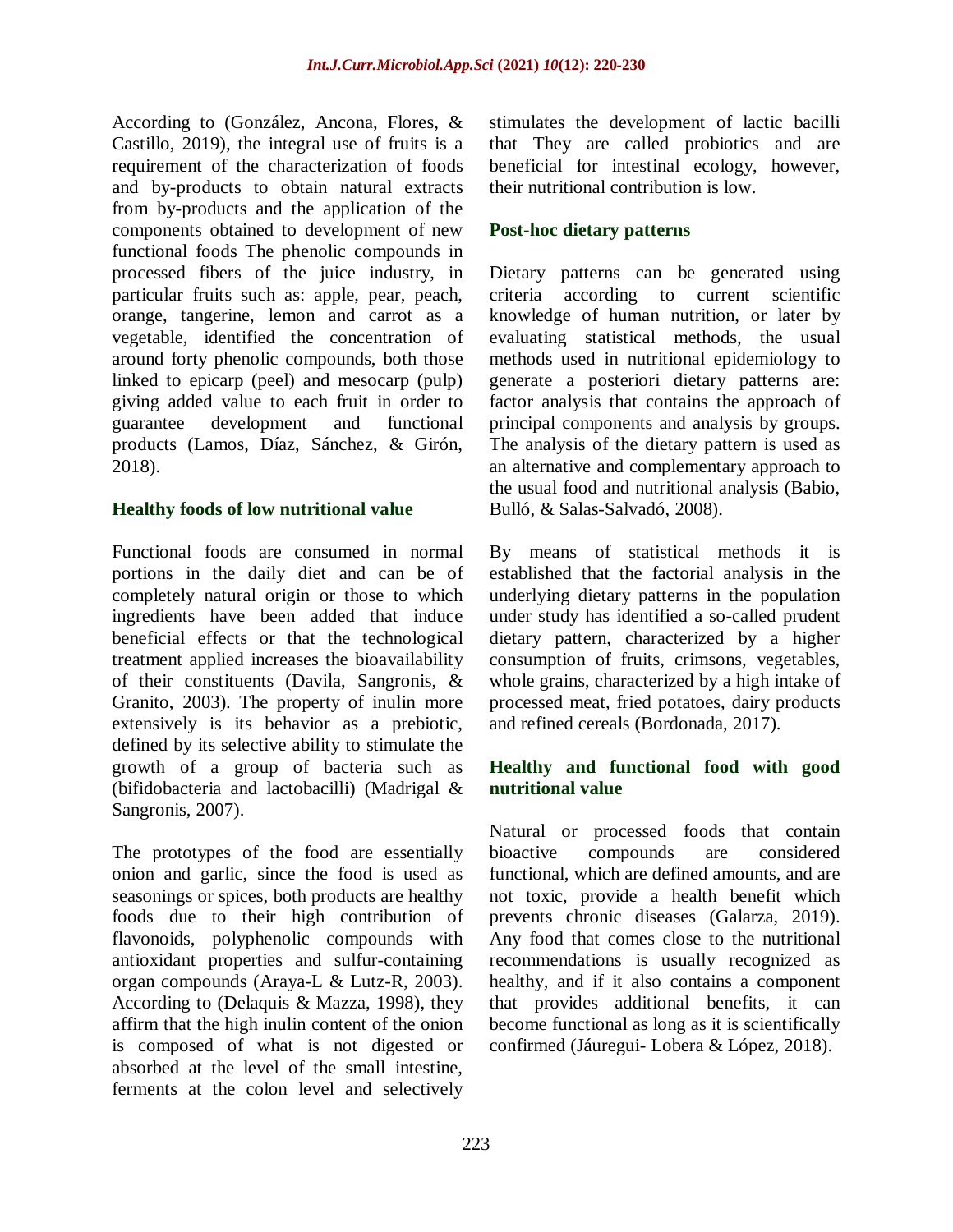According to (González, Ancona, Flores, & Castillo, 2019), the integral use of fruits is a requirement of the characterization of foods and by-products to obtain natural extracts from by-products and the application of the components obtained to development of new functional foods The phenolic compounds in processed fibers of the juice industry, in particular fruits such as: apple, pear, peach, orange, tangerine, lemon and carrot as a vegetable, identified the concentration of around forty phenolic compounds, both those linked to epicarp (peel) and mesocarp (pulp) giving added value to each fruit in order to guarantee development and functional products (Lamos, Díaz, Sánchez, & Girón, 2018).

## Healthy foods of low nutritional value

Functional foods are consumed in normal portions in the daily diet and can be of completely natural origin or those to which ingredients have been added that induce beneficial effects or that the technological treatment applied increases the bioavailability of their constituents (Davila, Sangronis, & Granito, 2003). The property of inulin more extensively is its behavior as a prebiotic, defined by its selective ability to stimulate the growth of a group of bacteria such as (bifidobacteria and lactobacilli) (Madrigal & Sangronis, 2007).

The prototypes of the food are essentially onion and garlic, since the food is used as seasonings or spices, both products are healthy foods due to their high contribution of flavonoids, polyphenolic compounds with antioxidant properties and sulfur-containing organ compounds (Araya-L & Lutz-R, 2003). According to (Delaquis & Mazza, 1998), they affirm that the high inulin content of the onion is composed of what is not digested or absorbed at the level of the small intestine, ferments at the colon level and selectively stimulates the development of lactic bacilli that They are called probiotics and are beneficial for intestinal ecology, however, their nutritional contribution is low.

## Post-hoc dietary patterns

Dietary patterns can be generated using criteria according to current scientific knowledge of human nutrition, or later by evaluating statistical methods, the usual methods used in nutritional epidemiology to generate a posteriori dietary patterns are: factor analysis that contains the approach of principal components and analysis by groups. The analysis of the dietary pattern is used as an alternative and complementary approach to the usual food and nutritional analysis (Babio, Bulló, & Salas-Salvadó, 2008).

By means of statistical methods it is established that the factorial analysis in the underlying dietary patterns in the population under study has identified a so-called prudent dietary pattern, characterized by a higher consumption of fruits, crimsons, vegetables, whole grains, characterized by a high intake of processed meat, fried potatoes, dairy products and refined cereals (Bordonada, 2017).

## Healthy and functional food with good nutritional value

Natural or processed foods that contain bioactive compounds are considered functional, which are defined amounts, and are not toxic, provide a health benefit which prevents chronic diseases (Galarza, 2019). Any food that comes close to the nutritional recommendations is usually recognized as healthy, and if it also contains a component that provides additional benefits, it can become functional as long as it is scientifically confirmed (Jáuregui- Lobera & López, 2018).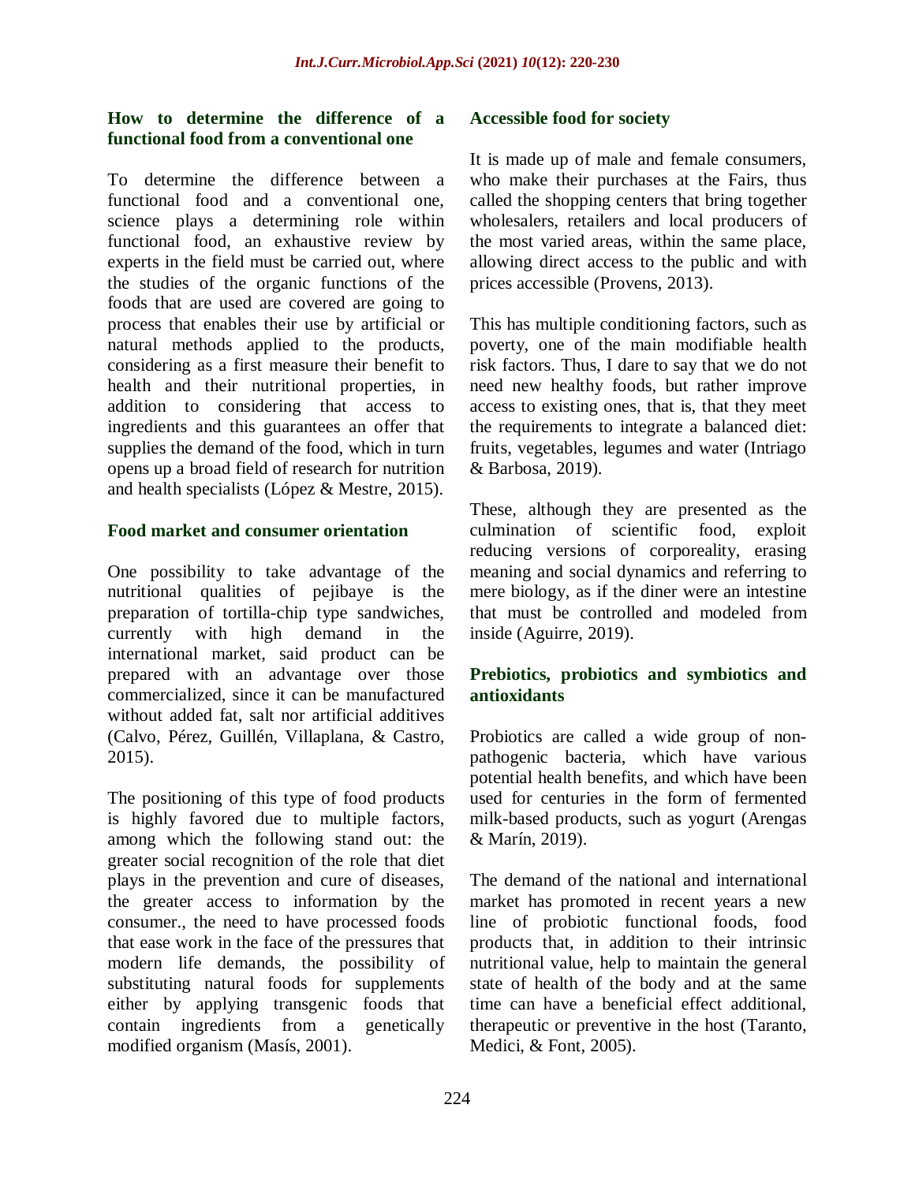## How to determine the difference of a functional food from a conventional one

To determine the difference between a functional food and a conventional one, science plays a determining role within functional food, an exhaustive review by experts in the field must be carried out, where the studies of the organic functions of the foods that are used are covered are going to process that enables their use by artificial or natural methods applied to the products, considering as a first measure their benefit to health and their nutritional properties, in addition to considering that access to ingredients and this guarantees an offer that supplies the demand of the food, which in turn opens up a broad field of research for nutrition and health specialists (López & Mestre, 2015).

## Food market and consumer orientation

One possibility to take advantage of the nutritional qualities of pejibaye is the preparation of tortilla-chip type sandwiches, currently with high demand in the international market, said product can be prepared with an advantage over those commercialized, since it can be manufactured without added fat, salt nor artificial additives (Calvo, Pérez, Guillén, Villaplana, & Castro, 2015).

The positioning of this type of food products is highly favored due to multiple factors, among which the following stand out: the greater social recognition of the role that diet plays in the prevention and cure of diseases, the greater access to information by the consumer., the need to have processed foods that ease work in the face of the pressures that modern life demands, the possibility of substituting natural foods for supplements either by applying transgenic foods that contain ingredients from a genetically modified organism (Masís, 2001).

## Accessible food for society

It is made up of male and female consumers, who make their purchases at the Fairs, thus called the shopping centers that bring together wholesalers, retailers and local producers of the most varied areas, within the same place, allowing direct access to the public and with prices accessible (Provens, 2013).

This has multiple conditioning factors, such as poverty, one of the main modifiable health risk factors. Thus, I dare to say that we do not need new healthy foods, but rather improve access to existing ones, that is, that they meet the requirements to integrate a balanced diet: fruits, vegetables, legumes and water (Intriago & Barbosa, 2019).

These, although they are presented as the culmination of scientific food, exploit reducing versions of corporeality, erasing meaning and social dynamics and referring to mere biology, as if the diner were an intestine that must be controlled and modeled from inside (Aguirre, 2019).

## Prebiotics, probiotics and symbiotics and antioxidants

Probiotics are called a wide group of non-pathogenic bacteria, which have various potential health benefits, and which have been used for centuries in the form of fermented milk-based products, such as yogurt (Arengas & Marín, 2019).

The demand of the national and international market has promoted in recent years a new line of probiotic functional foods, food products that, in addition to their intrinsic nutritional value, help to maintain the general state of health of the body and at the same time can have a beneficial effect additional, therapeutic or preventive in the host (Taranto, Medici, & Font, 2005).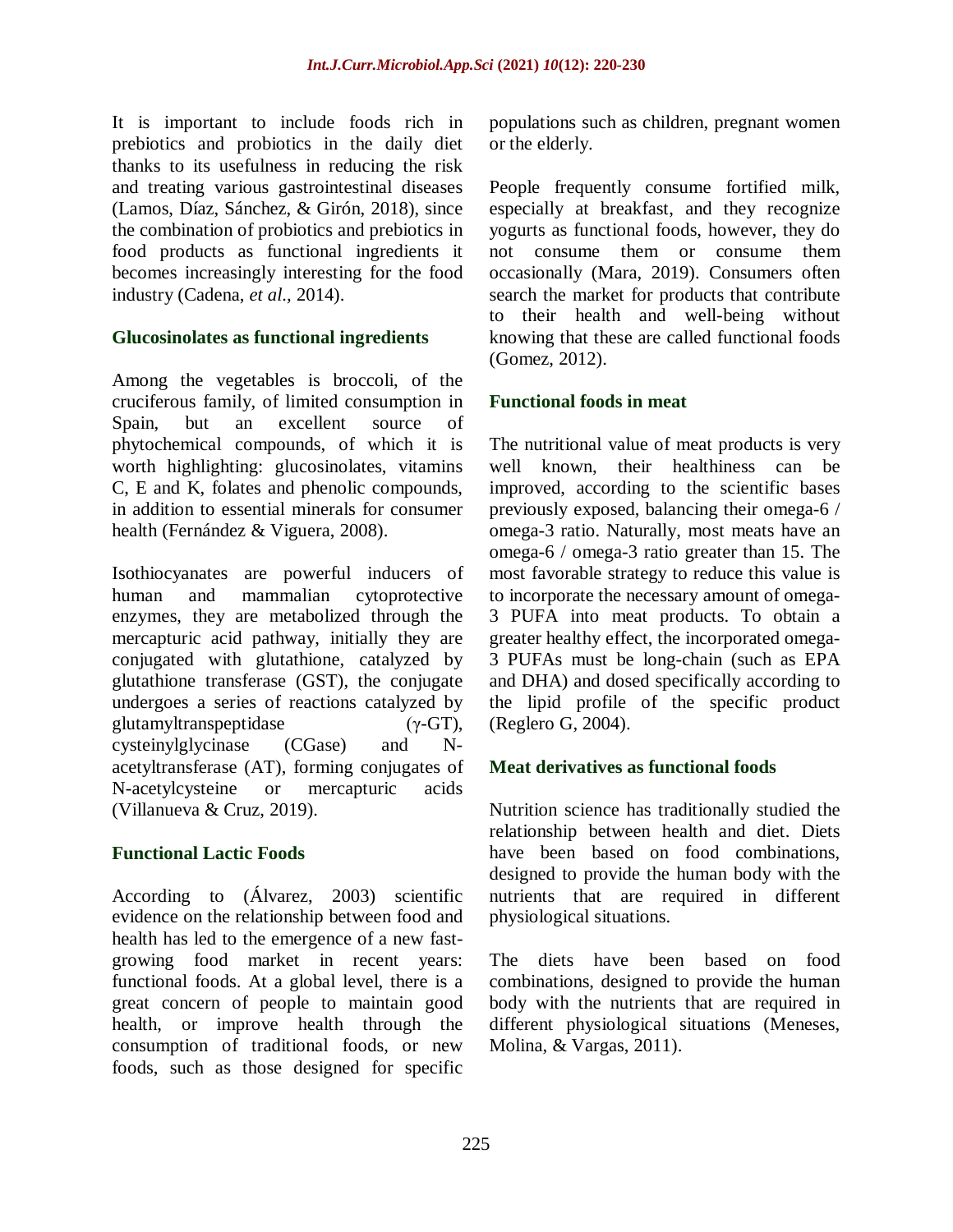It is important to include foods rich in prebiotics and probiotics in the daily diet thanks to its usefulness in reducing the risk and treating various gastrointestinal diseases (Lamos, Díaz, Sánchez, & Girón, 2018), since the combination of probiotics and prebiotics in food products as functional ingredients it becomes increasingly interesting for the food industry (Cadena, *et al.,* 2014).

### Glucosinolates as functional ingredients

Among the vegetables is broccoli, of the cruciferous family, of limited consumption in Spain, but an excellent source of phytochemical compounds, of which it is worth highlighting: glucosinolates, vitamins C, E and K, folates and phenolic compounds, in addition to essential minerals for consumer health (Fernández & Viguera, 2008).

Isothiocyanates are powerful inducers of human and mammalian cytoprotective enzymes, they are metabolized through the mercapturic acid pathway, initially they are conjugated with glutathione, catalyzed by glutathione transferase (GST), the conjugate undergoes a series of reactions catalyzed by glutamyltranspeptidase (γ-GT), cysteinylglycinase (CGase) and N-acetyltransferase (AT), forming conjugates of N-acetylcysteine or mercapturic acids (Villanueva & Cruz, 2019).

### Functional Lactic Foods

According to (Álvarez, 2003) scientific evidence on the relationship between food and health has led to the emergence of a new fast-growing food market in recent years: functional foods. At a global level, there is a great concern of people to maintain good health, or improve health through the consumption of traditional foods, or new foods, such as those designed for specific populations such as children, pregnant women or the elderly.

People frequently consume fortified milk, especially at breakfast, and they recognize yogurts as functional foods, however, they do not consume them or consume them occasionally (Mara, 2019). Consumers often search the market for products that contribute to their health and well-being without knowing that these are called functional foods (Gomez, 2012).

### Functional foods in meat

The nutritional value of meat products is very well known, their healthiness can be improved, according to the scientific bases previously exposed, balancing their omega-6 / omega-3 ratio. Naturally, most meats have an omega-6 / omega-3 ratio greater than 15. The most favorable strategy to reduce this value is to incorporate the necessary amount of omega-3 PUFA into meat products. To obtain a greater healthy effect, the incorporated omega-3 PUFAs must be long-chain (such as EPA and DHA) and dosed specifically according to the lipid profile of the specific product (Reglero G, 2004).

### Meat derivatives as functional foods

Nutrition science has traditionally studied the relationship between health and diet. Diets have been based on food combinations, designed to provide the human body with the nutrients that are required in different physiological situations.

The diets have been based on food combinations, designed to provide the human body with the nutrients that are required in different physiological situations (Meneses, Molina, & Vargas, 2011).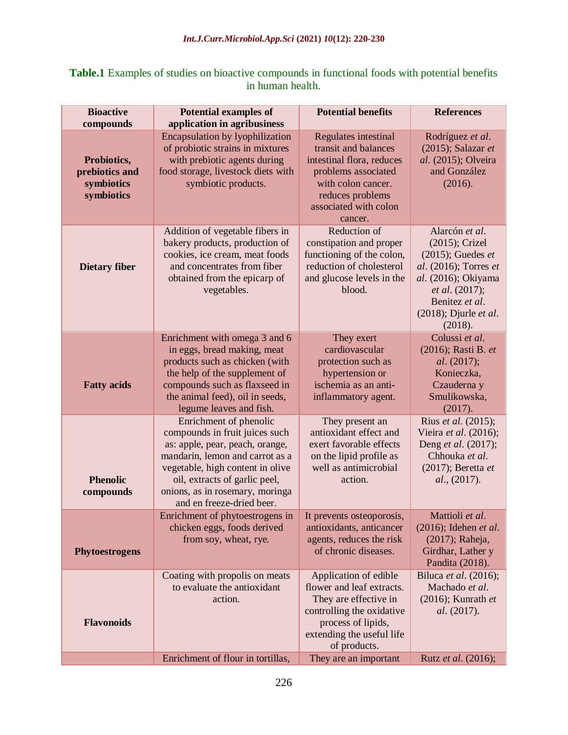**Table.1** Examples of studies on bioactive compounds in functional foods with potential benefits in human health.

| Bioactive compounds | Potential examples of application in agribusiness | Potential benefits | References |
|---|---|---|---|
| **Probiotics, prebiotics and symbiotics symbiotics** | Encapsulation by lyophilization of probiotic strains in mixtures with prebiotic agents during food storage, livestock diets with symbiotic products. | Regulates intestinal transit and balances intestinal flora, reduces problems associated with colon cancer. reduces problems associated with colon cancer. | Rodríguez *et al*. (2015); Salazar *et al*. (2015); Olveira and González (2016). |
| **Dietary fiber** | Addition of vegetable fibers in bakery products, production of cookies, ice cream, meat foods and concentrates from fiber obtained from the epicarp of vegetables. | Reduction of constipation and proper functioning of the colon, reduction of cholesterol and glucose levels in the blood. | Alarcón *et al*. (2015); Crizel (2015); Guedes *et al*. (2016); Torres *et al*. (2016); Okiyama *et al*. (2017); Benitez *et al*. (2018); Djurle *et al*. (2018). |
| **Fatty acids** | Enrichment with omega 3 and 6 in eggs, bread making, meat products such as chicken (with the help of the supplement of compounds such as flaxseed in the animal feed), oil in seeds, legume leaves and fish. | They exert cardiovascular protection such as hypertension or ischemia as an anti-inflammatory agent. | Colussi *et al*. (2016); Rasti B. *et al*. (2017); Konieczka, Czauderna y Smulikowska, (2017). |
| **Phenolic compounds** | Enrichment of phenolic compounds in fruit juices such as: apple, pear, peach, orange, mandarin, lemon and carrot as a vegetable, high content in olive oil, extracts of garlic peel, onions, as in rosemary, moringa and en freeze-dried beer. | They present an antioxidant effect and exert favorable effects on the lipid profile as well as antimicrobial action. | Rius *et al*. (2015); Vieira *et al*. (2016); Deng *et al*. (2017); Chhouka *et al*. (2017); Beretta *et al*., (2017). |
| **Phytoestrogens** | Enrichment of phytoestrogens in chicken eggs, foods derived from soy, wheat, rye. | It prevents osteoporosis, antioxidants, anticancer agents, reduces the risk of chronic diseases. | Mattioli *et al*. (2016); Idehen *et al*. (2017); Raheja, Girdhar, Lather y Pandita (2018). |
| **Flavonoids** | Coating with propolis on meats to evaluate the antioxidant action. | Application of edible flower and leaf extracts. They are effective in controlling the oxidative process of lipids, extending the useful life of products. | Biluca *et al*. (2016); Machado *et al*. (2016); Kunrath *et al*. (2017). |
| | Enrichment of flour in tortillas, | They are an important | Rutz *et al*. (2016); |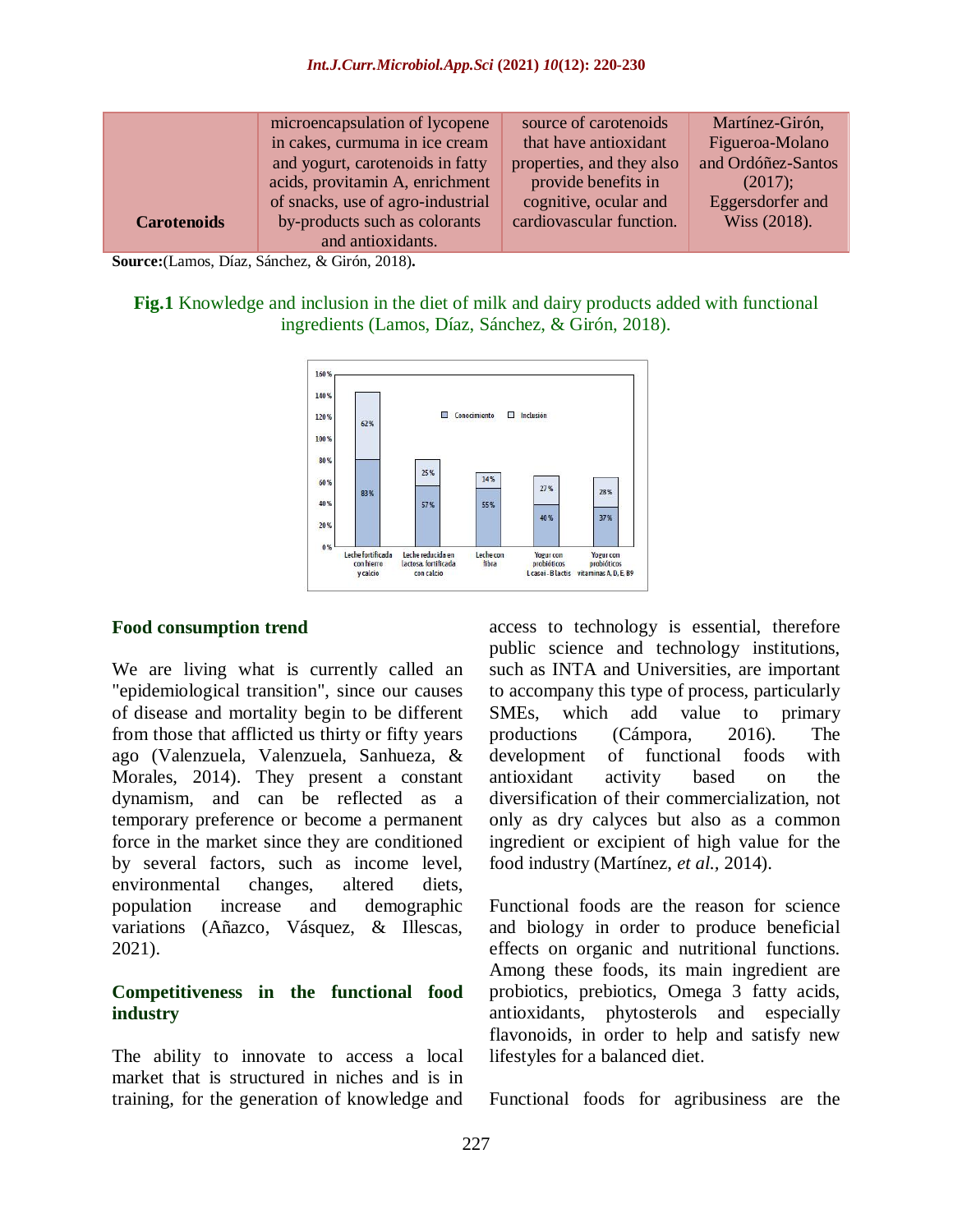| Carotenoids | microencapsulation of lycopene in cakes, curmuma in ice cream and yogurt, carotenoids in fatty acids, provitamin A, enrichment of snacks, use of agro-industrial by-products such as colorants and antioxidants. | source of carotenoids that have antioxidant properties, and they also provide benefits in cognitive, ocular and cardiovascular function. | Martínez-Girón, Figueroa-Molano and Ordóñez-Santos (2017); Eggersdorfer and Wiss (2018). |
|---|---|---|---|

**Source:**(Lamos, Díaz, Sánchez, & Girón, 2018)**.**

**Fig.1** Knowledge and inclusion in the diet of milk and dairy products added with functional ingredients (Lamos, Díaz, Sánchez, & Girón, 2018).

## Food consumption trend

We are living what is currently called an "epidemiological transition", since our causes of disease and mortality begin to be different from those that afflicted us thirty or fifty years ago (Valenzuela, Valenzuela, Sanhueza, & Morales, 2014). They present a constant dynamism, and can be reflected as a temporary preference or become a permanent force in the market since they are conditioned by several factors, such as income level, environmental changes, altered diets, population increase and demographic variations (Añazco, Vásquez, & Illescas, 2021).

## Competitiveness in the functional food industry

The ability to innovate to access a local market that is structured in niches and is in training, for the generation of knowledge and access to technology is essential, therefore public science and technology institutions, such as INTA and Universities, are important to accompany this type of process, particularly SMEs, which add value to primary productions (Cámpora, 2016). The development of functional foods with antioxidant activity based on the diversification of their commercialization, not only as dry calyces but also as a common ingredient or excipient of high value for the food industry (Martínez, *et al.*, 2014).

Functional foods are the reason for science and biology in order to produce beneficial effects on organic and nutritional functions. Among these foods, its main ingredient are probiotics, prebiotics, Omega 3 fatty acids, antioxidants, phytosterols and especially flavonoids, in order to help and satisfy new lifestyles for a balanced diet.

Functional foods for agribusiness are the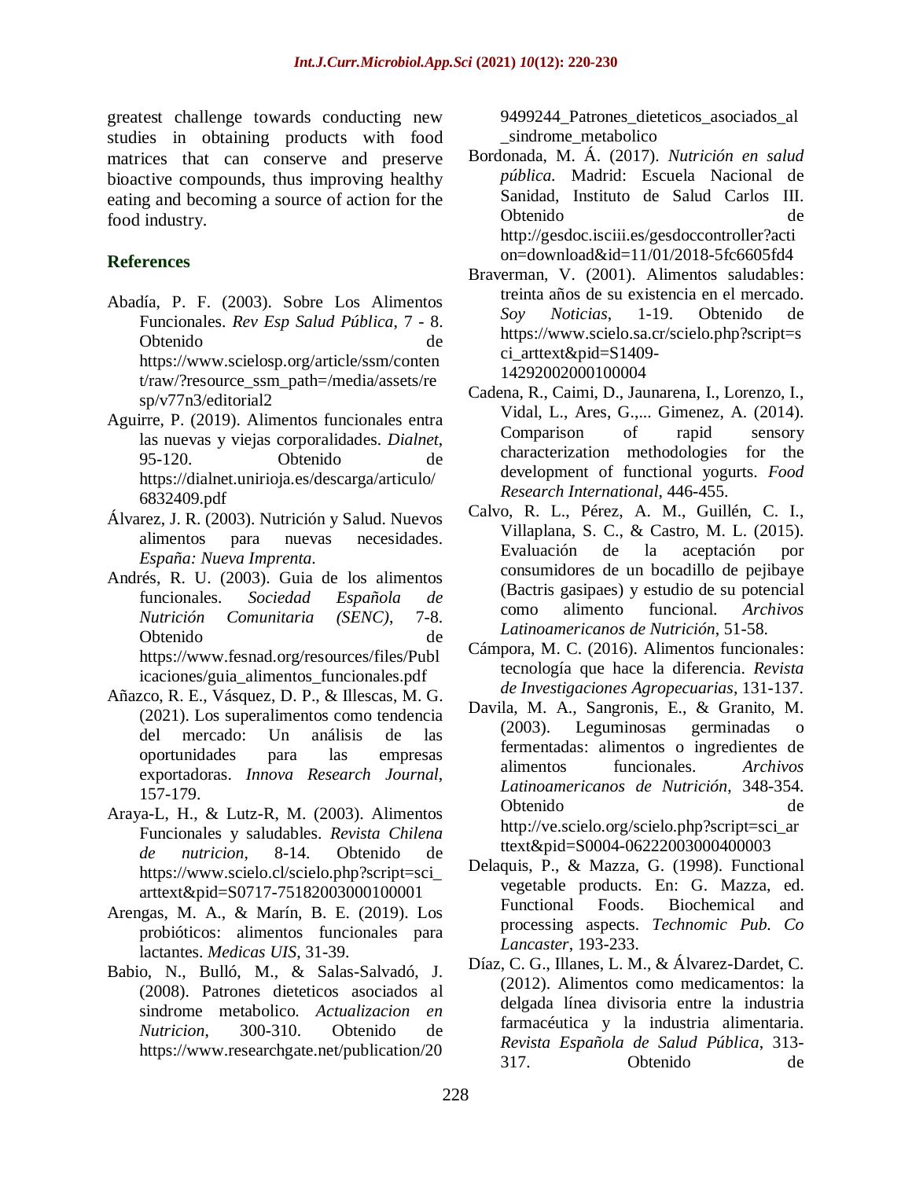greatest challenge towards conducting new studies in obtaining products with food matrices that can conserve and preserve bioactive compounds, thus improving healthy eating and becoming a source of action for the food industry.

## References

Abadía, P. F. (2003). Sobre Los Alimentos Funcionales. *Rev Esp Salud Pública*, 7 - 8. Obtenido de https://www.scielosp.org/article/ssm/content/raw/?resource_ssm_path=/media/assets/resp/v77n3/editorial2

Aguirre, P. (2019). Alimentos funcionales entra las nuevas y viejas corporalidades. *Dialnet*, 95-120. Obtenido de https://dialnet.unirioja.es/descarga/articulo/6832409.pdf

Álvarez, J. R. (2003). Nutrición y Salud. Nuevos alimentos para nuevas necesidades. *España: Nueva Imprenta.*

Andrés, R. U. (2003). Guia de los alimentos funcionales. *Sociedad Española de Nutrición Comunitaria (SENC)*, 7-8. Obtenido de https://www.fesnad.org/resources/files/Publicaciones/guia_alimentos_funcionales.pdf

Añazco, R. E., Vásquez, D. P., & Illescas, M. G. (2021). Los superalimentos como tendencia del mercado: Un análisis de las oportunidades para las empresas exportadoras. *Innova Research Journal*, 157-179.

Araya-L, H., & Lutz-R, M. (2003). Alimentos Funcionales y saludables. *Revista Chilena de nutricion*, 8-14. Obtenido de https://www.scielo.cl/scielo.php?script=sci_arttext&pid=S0717-75182003000100001

Arengas, M. A., & Marín, B. E. (2019). Los probióticos: alimentos funcionales para lactantes. *Medicas UIS*, 31-39.

Babio, N., Bulló, M., & Salas-Salvadó, J. (2008). Patrones dieteticos asociados al sindrome metabolico. *Actualizacion en Nutricion*, 300-310. Obtenido de https://www.researchgate.net/publication/209499244_Patrones_dieteticos_asociados_al_sindrome_metabolico

Bordonada, M. Á. (2017). *Nutrición en salud pública.* Madrid: Escuela Nacional de Sanidad, Instituto de Salud Carlos III. Obtenido de http://gesdoc.isciii.es/gesdoccontroller?action=download&id=11/01/2018-5fc6605fd4

Braverman, V. (2001). Alimentos saludables: treinta años de su existencia en el mercado. *Soy Noticias*, 1-19. Obtenido de https://www.scielo.sa.cr/scielo.php?script=sci_arttext&pid=S1409-14292002000100004

Cadena, R., Caimi, D., Jaunarena, I., Lorenzo, I., Vidal, L., Ares, G.,... Gimenez, A. (2014). Comparison of rapid sensory characterization methodologies for the development of functional yogurts. *Food Research International*, 446-455.

Calvo, R. L., Pérez, A. M., Guillén, C. I., Villaplana, S. C., & Castro, M. L. (2015). Evaluación de la aceptación por consumidores de un bocadillo de pejibaye (Bactris gasipaes) y estudio de su potencial como alimento funcional. *Archivos Latinoamericanos de Nutrición*, 51-58.

Cámpora, M. C. (2016). Alimentos funcionales: tecnología que hace la diferencia. *Revista de Investigaciones Agropecuarias*, 131-137.

Davila, M. A., Sangronis, E., & Granito, M. (2003). Leguminosas germinadas o fermentadas: alimentos o ingredientes de alimentos funcionales. *Archivos Latinoamericanos de Nutrición*, 348-354. Obtenido de http://ve.scielo.org/scielo.php?script=sci_arttext&pid=S0004-06222003000400003

Delaquis, P., & Mazza, G. (1998). Functional vegetable products. En: G. Mazza, ed. Functional Foods. Biochemical and processing aspects. *Technomic Pub. Co Lancaster*, 193-233.

Díaz, C. G., Illanes, L. M., & Álvarez-Dardet, C. (2012). Alimentos como medicamentos: la delgada línea divisoria entre la industria farmacéutica y la industria alimentaria. *Revista Española de Salud Pública*, 313-317. Obtenido de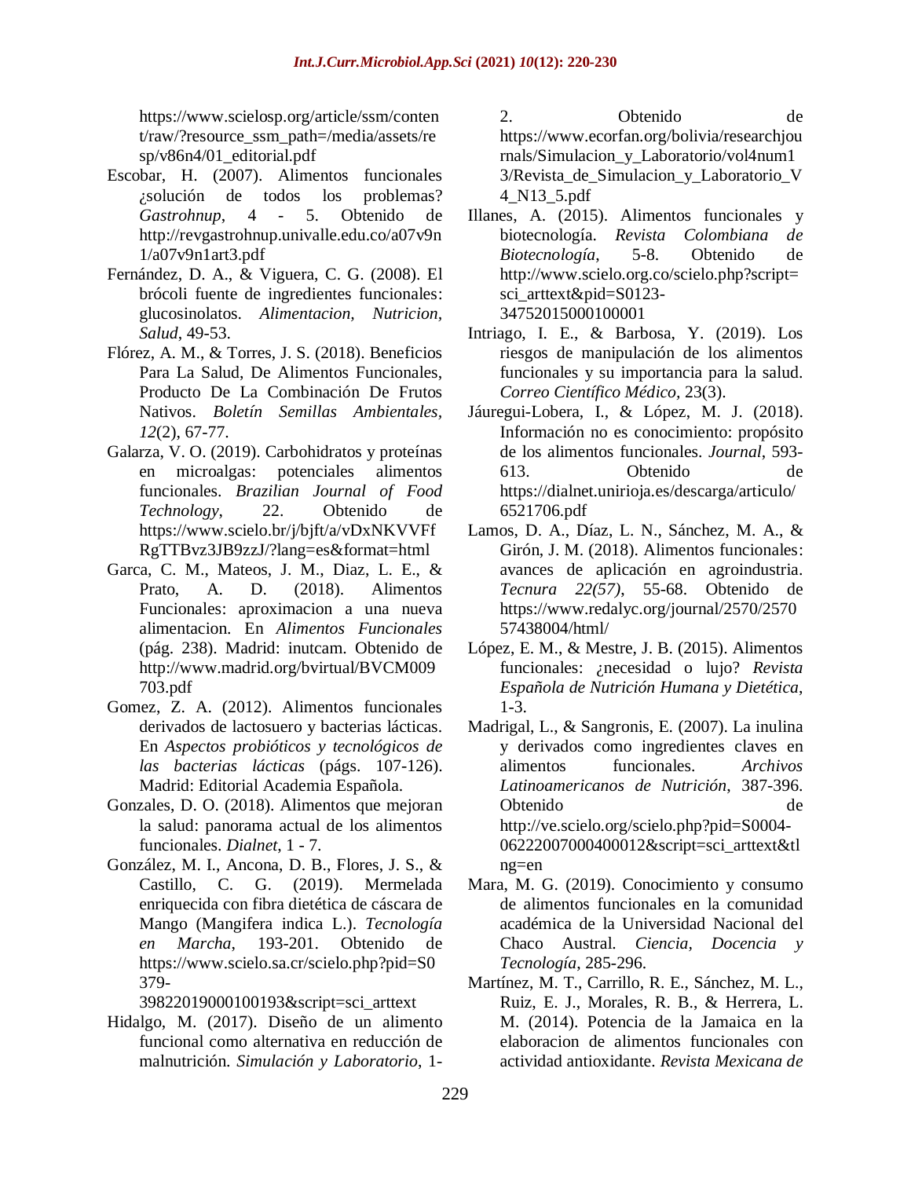https://www.scielosp.org/article/ssm/content/raw/?resource_ssm_path=/media/assets/resp/v86n4/01_editorial.pdf

Escobar, H. (2007). Alimentos funcionales ¿solución de todos los problemas? *Gastrohnup*, 4 - 5. Obtenido de http://revgastrohnup.univalle.edu.co/a07v9n1/a07v9n1art3.pdf

Fernández, D. A., & Viguera, C. G. (2008). El brócoli fuente de ingredientes funcionales: glucosinolatos. *Alimentacion, Nutricion, Salud*, 49-53.

Flórez, A. M., & Torres, J. S. (2018). Beneficios Para La Salud, De Alimentos Funcionales, Producto De La Combinación De Frutos Nativos. *Boletín Semillas Ambientales*, *12*(2), 67-77.

Galarza, V. O. (2019). Carbohidratos y proteínas en microalgas: potenciales alimentos funcionales. *Brazilian Journal of Food Technology*, 22. Obtenido de https://www.scielo.br/j/bjft/a/vDxNKVVFfRgTTBvz3JB9zzJ/?lang=es&format=html

Garca, C. M., Mateos, J. M., Diaz, L. E., & Prato, A. D. (2018). Alimentos Funcionales: aproximacion a una nueva alimentacion. En *Alimentos Funcionales* (pág. 238). Madrid: inutcam. Obtenido de http://www.madrid.org/bvirtual/BVCM009703.pdf

Gomez, Z. A. (2012). Alimentos funcionales derivados de lactosuero y bacterias lácticas. En *Aspectos probióticos y tecnológicos de las bacterias lácticas* (págs. 107-126). Madrid: Editorial Academia Española.

Gonzales, D. O. (2018). Alimentos que mejoran la salud: panorama actual de los alimentos funcionales. *Dialnet*, 1 - 7.

González, M. I., Ancona, D. B., Flores, J. S., & Castillo, C. G. (2019). Mermelada enriquecida con fibra dietética de cáscara de Mango (Mangifera indica L.). *Tecnología en Marcha*, 193-201. Obtenido de https://www.scielo.sa.cr/scielo.php?pid=S0379-39822019000100193&script=sci_arttext

Hidalgo, M. (2017). Diseño de un alimento funcional como alternativa en reducción de malnutrición. *Simulación y Laboratorio*, 1-2. Obtenido de https://www.ecorfan.org/bolivia/researchjournals/Simulacion_y_Laboratorio/vol4num13/Revista_de_Simulacion_y_Laboratorio_V4_N13_5.pdf

Illanes, A. (2015). Alimentos funcionales y biotecnología. *Revista Colombiana de Biotecnología*, 5-8. Obtenido de http://www.scielo.org.co/scielo.php?script=sci_arttext&pid=S0123-34752015000100001

Intriago, I. E., & Barbosa, Y. (2019). Los riesgos de manipulación de los alimentos funcionales y su importancia para la salud. *Correo Científico Médico*, 23(3).

Jáuregui-Lobera, I., & López, M. J. (2018). Información no es conocimiento: propósito de los alimentos funcionales. *Journal*, 593-613. Obtenido de https://dialnet.unirioja.es/descarga/articulo/6521706.pdf

Lamos, D. A., Díaz, L. N., Sánchez, M. A., & Girón, J. M. (2018). Alimentos funcionales: avances de aplicación en agroindustria. *Tecnura 22(57)*, 55-68. Obtenido de https://www.redalyc.org/journal/2570/257057438004/html/

López, E. M., & Mestre, J. B. (2015). Alimentos funcionales: ¿necesidad o lujo? *Revista Española de Nutrición Humana y Dietética*, 1-3.

Madrigal, L., & Sangronis, E. (2007). La inulina y derivados como ingredientes claves en alimentos funcionales. *Archivos Latinoamericanos de Nutrición*, 387-396. Obtenido de http://ve.scielo.org/scielo.php?pid=S0004-06222007000400012&script=sci_arttext&tlng=en

Mara, M. G. (2019). Conocimiento y consumo de alimentos funcionales en la comunidad académica de la Universidad Nacional del Chaco Austral. *Ciencia, Docencia y Tecnología*, 285-296.

Martínez, M. T., Carrillo, R. E., Sánchez, M. L., Ruiz, E. J., Morales, R. B., & Herrera, L. M. (2014). Potencia de la Jamaica en la elaboracion de alimentos funcionales con actividad antioxidante. *Revista Mexicana de*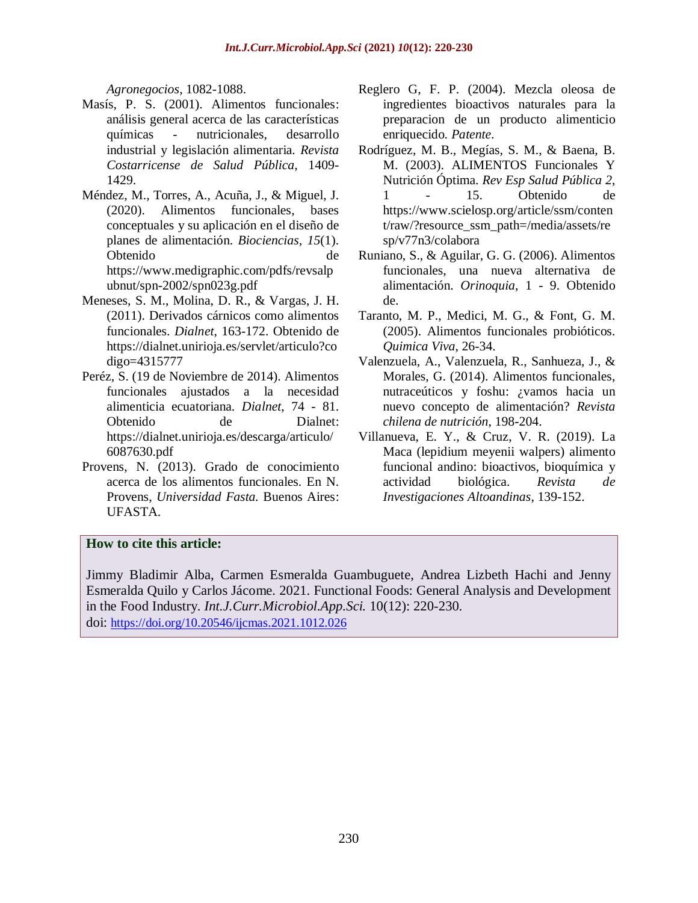*Agronegocios*, 1082-1088.

Masís, P. S. (2001). Alimentos funcionales: análisis general acerca de las características químicas - nutricionales, desarrollo industrial y legislación alimentaria. *Revista Costarricense de Salud Pública*, 1409-1429.

Méndez, M., Torres, A., Acuña, J., & Miguel, J. (2020). Alimentos funcionales, bases conceptuales y su aplicación en el diseño de planes de alimentación. *Biociencias, 15*(1). Obtenido de https://www.medigraphic.com/pdfs/revsalpubnut/spn-2002/spn023g.pdf

Meneses, S. M., Molina, D. R., & Vargas, J. H. (2011). Derivados cárnicos como alimentos funcionales. *Dialnet*, 163-172. Obtenido de https://dialnet.unirioja.es/servlet/articulo?codigo=4315777

Peréz, S. (19 de Noviembre de 2014). Alimentos funcionales ajustados a la necesidad alimenticia ecuatoriana. *Dialnet*, 74 - 81. Obtenido de Dialnet: https://dialnet.unirioja.es/descarga/articulo/6087630.pdf

Provens, N. (2013). Grado de conocimiento acerca de los alimentos funcionales. En N. Provens, *Universidad Fasta.* Buenos Aires: UFASTA.

Reglero G, F. P. (2004). Mezcla oleosa de ingredientes bioactivos naturales para la preparacion de un producto alimenticio enriquecido. *Patente*.

Rodríguez, M. B., Megías, S. M., & Baena, B. M. (2003). ALIMENTOS Funcionales Y Nutrición Óptima. *Rev Esp Salud Pública 2*, 1 - 15. Obtenido de https://www.scielosp.org/article/ssm/content/raw/?resource_ssm_path=/media/assets/resp/v77n3/colabora

Runiano, S., & Aguilar, G. G. (2006). Alimentos funcionales, una nueva alternativa de alimentación. *Orinoquia*, 1 - 9. Obtenido de.

Taranto, M. P., Medici, M. G., & Font, G. M. (2005). Alimentos funcionales probióticos. *Quimica Viva*, 26-34.

Valenzuela, A., Valenzuela, R., Sanhueza, J., & Morales, G. (2014). Alimentos funcionales, nutraceúticos y foshu: ¿vamos hacia un nuevo concepto de alimentación? *Revista chilena de nutrición*, 198-204.

Villanueva, E. Y., & Cruz, V. R. (2019). La Maca (lepidium meyenii walpers) alimento funcional andino: bioactivos, bioquímica y actividad biológica. *Revista de Investigaciones Altoandinas*, 139-152.

**How to cite this article:**

Jimmy Bladimir Alba, Carmen Esmeralda Guambuguete, Andrea Lizbeth Hachi and Jenny Esmeralda Quilo y Carlos Jácome. 2021. Functional Foods: General Analysis and Development in the Food Industry. *Int.J.Curr.Microbiol.App.Sci.* 10(12): 220-230.
doi: https://doi.org/10.20546/ijcmas.2021.1012.026